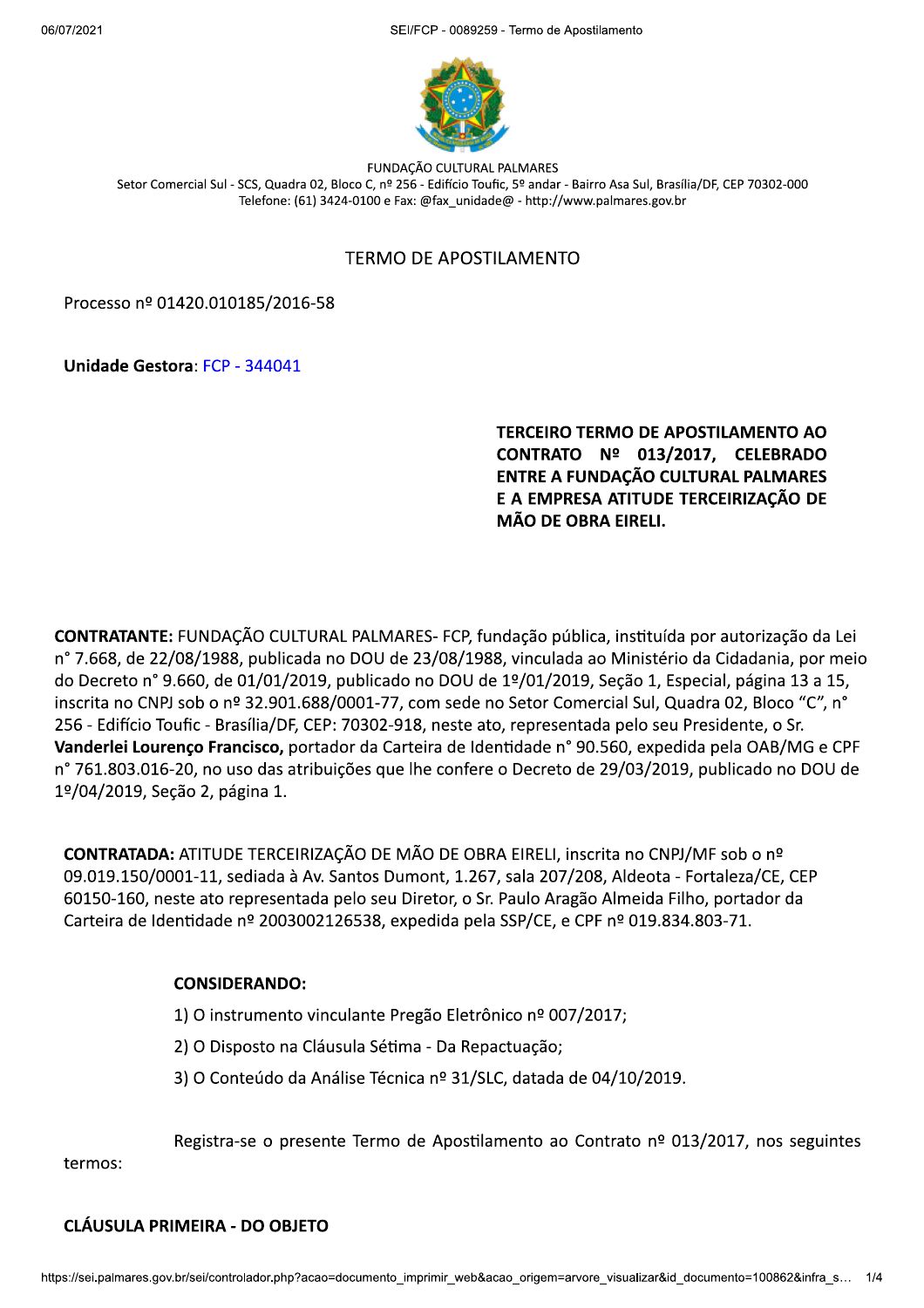FUNDAÇÃO CULTURAL PALMARES
Setor Comercial Sul - SCS, Quadra 02, Bloco C, nº 256 - Edifício Toufic, 5º andar - Bairro Asa Sul, Brasília/DF, CEP 70302-000
Telefone: (61) 3424-0100 e Fax: @fax_unidade@ - http://www.palmares.gov.br

# TERMO DE APOSTILAMENTO

Processo nº 01420.010185/2016-58

**Unidade Gestora**: FCP - 344041

**TERCEIRO TERMO DE APOSTILAMENTO AO CONTRATO Nº 013/2017, CELEBRADO ENTRE A FUNDAÇÃO CULTURAL PALMARES E A EMPRESA ATITUDE TERCEIRIZAÇÃO DE MÃO DE OBRA EIRELI.**

**CONTRATANTE:** FUNDAÇÃO CULTURAL PALMARES- FCP, fundação pública, instituída por autorização da Lei n° 7.668, de 22/08/1988, publicada no DOU de 23/08/1988, vinculada ao Ministério da Cidadania, por meio do Decreto n° 9.660, de 01/01/2019, publicado no DOU de 1º/01/2019, Seção 1, Especial, página 13 a 15, inscrita no CNPJ sob o nº 32.901.688/0001-77, com sede no Setor Comercial Sul, Quadra 02, Bloco "C", n° 256 - Edifício Toufic - Brasília/DF, CEP: 70302-918, neste ato, representada pelo seu Presidente, o Sr. **Vanderlei Lourenço Francisco,** portador da Carteira de Identidade n° 90.560, expedida pela OAB/MG e CPF n° 761.803.016-20, no uso das atribuições que lhe confere o Decreto de 29/03/2019, publicado no DOU de 1º/04/2019, Seção 2, página 1.

**CONTRATADA:** ATITUDE TERCEIRIZAÇÃO DE MÃO DE OBRA EIRELI, inscrita no CNPJ/MF sob o nº 09.019.150/0001-11, sediada à Av. Santos Dumont, 1.267, sala 207/208, Aldeota - Fortaleza/CE, CEP 60150-160, neste ato representada pelo seu Diretor, o Sr. Paulo Aragão Almeida Filho, portador da Carteira de Identidade nº 2003002126538, expedida pela SSP/CE, e CPF nº 019.834.803-71.

**CONSIDERANDO:**

1) O instrumento vinculante Pregão Eletrônico nº 007/2017;

2) O Disposto na Cláusula Sétima - Da Repactuação;

3) O Conteúdo da Análise Técnica nº 31/SLC, datada de 04/10/2019.

Registra-se o presente Termo de Apostilamento ao Contrato nº 013/2017, nos seguintes termos:

**CLÁUSULA PRIMEIRA - DO OBJETO**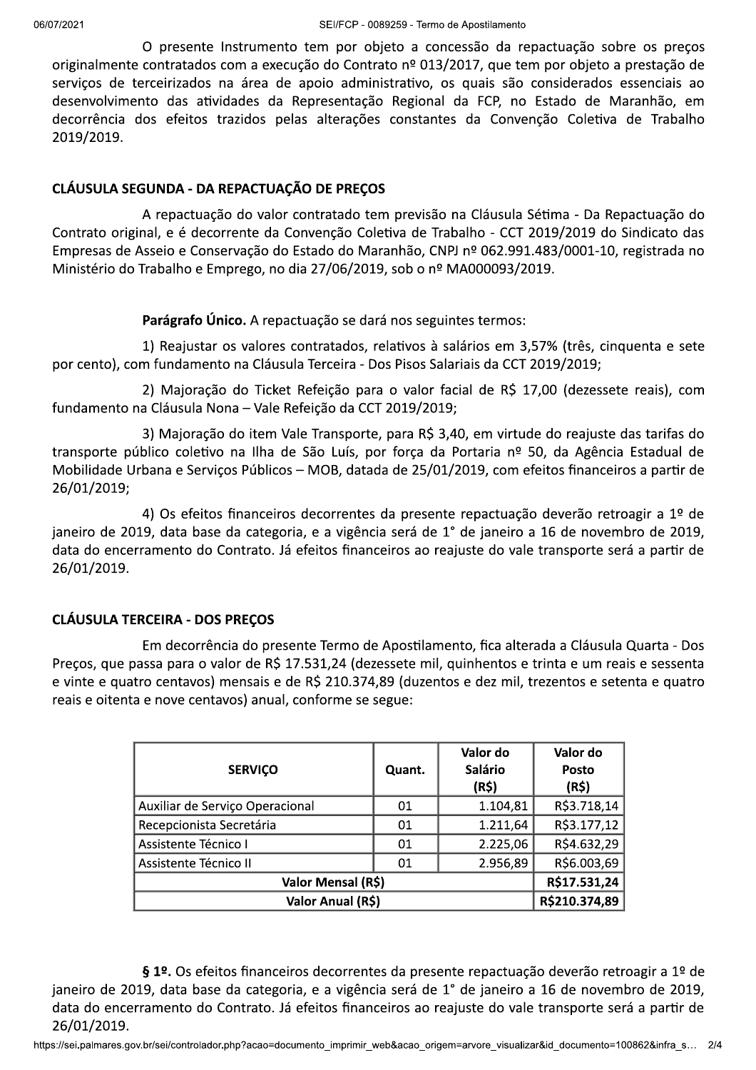O presente Instrumento tem por objeto a concessão da repactuação sobre os preços originalmente contratados com a execução do Contrato nº 013/2017, que tem por objeto a prestação de serviços de terceirizados na área de apoio administrativo, os quais são considerados essenciais ao desenvolvimento das atividades da Representação Regional da FCP, no Estado de Maranhão, em decorrência dos efeitos trazidos pelas alterações constantes da Convenção Coletiva de Trabalho 2019/2019.

## CLÁUSULA SEGUNDA - DA REPACTUAÇÃO DE PREÇOS

A repactuação do valor contratado tem previsão na Cláusula Sétima - Da Repactuação do Contrato original, e é decorrente da Convenção Coletiva de Trabalho - CCT 2019/2019 do Sindicato das Empresas de Asseio e Conservação do Estado do Maranhão, CNPJ nº 062.991.483/0001-10, registrada no Ministério do Trabalho e Emprego, no dia 27/06/2019, sob o nº MA000093/2019.

**Parágrafo Único.** A repactuação se dará nos seguintes termos:

1) Reajustar os valores contratados, relativos à salários em 3,57% (três, cinquenta e sete por cento), com fundamento na Cláusula Terceira - Dos Pisos Salariais da CCT 2019/2019;

2) Majoração do Ticket Refeição para o valor facial de R$ 17,00 (dezessete reais), com fundamento na Cláusula Nona – Vale Refeição da CCT 2019/2019;

3) Majoração do item Vale Transporte, para R$ 3,40, em virtude do reajuste das tarifas do transporte público coletivo na Ilha de São Luís, por força da Portaria nº 50, da Agência Estadual de Mobilidade Urbana e Serviços Públicos – MOB, datada de 25/01/2019, com efeitos financeiros a partir de 26/01/2019;

4) Os efeitos financeiros decorrentes da presente repactuação deverão retroagir a 1º de janeiro de 2019, data base da categoria, e a vigência será de 1° de janeiro a 16 de novembro de 2019, data do encerramento do Contrato. Já efeitos financeiros ao reajuste do vale transporte será a partir de 26/01/2019.

## CLÁUSULA TERCEIRA - DOS PREÇOS

Em decorrência do presente Termo de Apostilamento, fica alterada a Cláusula Quarta - Dos Preços, que passa para o valor de R$ 17.531,24 (dezessete mil, quinhentos e trinta e um reais e sessenta e vinte e quatro centavos) mensais e de R$ 210.374,89 (duzentos e dez mil, trezentos e setenta e quatro reais e oitenta e nove centavos) anual, conforme se segue:

| SERVIÇO | Quant. | Valor do Salário (R$) | Valor do Posto (R$) |
|---|---|---|---|
| Auxiliar de Serviço Operacional | 01 | 1.104,81 | R$3.718,14 |
| Recepcionista Secretária | 01 | 1.211,64 | R$3.177,12 |
| Assistente Técnico I | 01 | 2.225,06 | R$4.632,29 |
| Assistente Técnico II | 01 | 2.956,89 | R$6.003,69 |
| **Valor Mensal (R$)** | | | **R$17.531,24** |
| **Valor Anual (R$)** | | | **R$210.374,89** |

**§ 1º.** Os efeitos financeiros decorrentes da presente repactuação deverão retroagir a 1º de janeiro de 2019, data base da categoria, e a vigência será de 1° de janeiro a 16 de novembro de 2019, data do encerramento do Contrato. Já efeitos financeiros ao reajuste do vale transporte será a partir de 26/01/2019.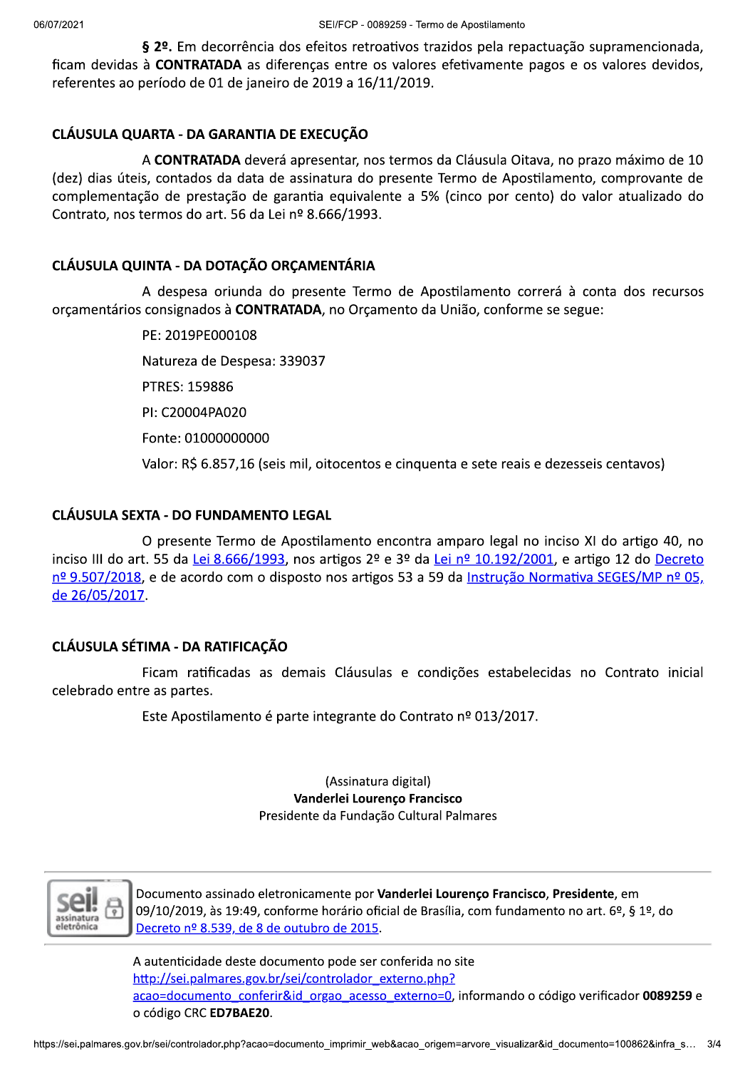**§ 2º.** Em decorrência dos efeitos retroativos trazidos pela repactuação supramencionada, ficam devidas à **CONTRATADA** as diferenças entre os valores efetivamente pagos e os valores devidos, referentes ao período de 01 de janeiro de 2019 a 16/11/2019.

## CLÁUSULA QUARTA - DA GARANTIA DE EXECUÇÃO

A **CONTRATADA** deverá apresentar, nos termos da Cláusula Oitava, no prazo máximo de 10 (dez) dias úteis, contados da data de assinatura do presente Termo de Apostilamento, comprovante de complementação de prestação de garantia equivalente a 5% (cinco por cento) do valor atualizado do Contrato, nos termos do art. 56 da Lei nº 8.666/1993.

## CLÁUSULA QUINTA - DA DOTAÇÃO ORÇAMENTÁRIA

A despesa oriunda do presente Termo de Apostilamento correrá à conta dos recursos orçamentários consignados à **CONTRATADA**, no Orçamento da União, conforme se segue:

PE: 2019PE000108

Natureza de Despesa: 339037

PTRES: 159886

PI: C20004PA020

Fonte: 01000000000

Valor: R$ 6.857,16 (seis mil, oitocentos e cinquenta e sete reais e dezesseis centavos)

## CLÁUSULA SEXTA - DO FUNDAMENTO LEGAL

O presente Termo de Apostilamento encontra amparo legal no inciso XI do artigo 40, no inciso III do art. 55 da Lei 8.666/1993, nos artigos 2º e 3º da Lei nº 10.192/2001, e artigo 12 do Decreto nº 9.507/2018, e de acordo com o disposto nos artigos 53 a 59 da Instrução Normativa SEGES/MP nº 05, de 26/05/2017.

## CLÁUSULA SÉTIMA - DA RATIFICAÇÃO

Ficam ratificadas as demais Cláusulas e condições estabelecidas no Contrato inicial celebrado entre as partes.

Este Apostilamento é parte integrante do Contrato nº 013/2017.

(Assinatura digital)
**Vanderlei Lourenço Francisco**
Presidente da Fundação Cultural Palmares

Documento assinado eletronicamente por **Vanderlei Lourenço Francisco**, **Presidente**, em 09/10/2019, às 19:49, conforme horário oficial de Brasília, com fundamento no art. 6º, § 1º, do Decreto nº 8.539, de 8 de outubro de 2015.

A autenticidade deste documento pode ser conferida no site http://sei.palmares.gov.br/sei/controlador_externo.php?acao=documento_conferir&id_orgao_acesso_externo=0, informando o código verificador **0089259** e o código CRC **ED7BAE20**.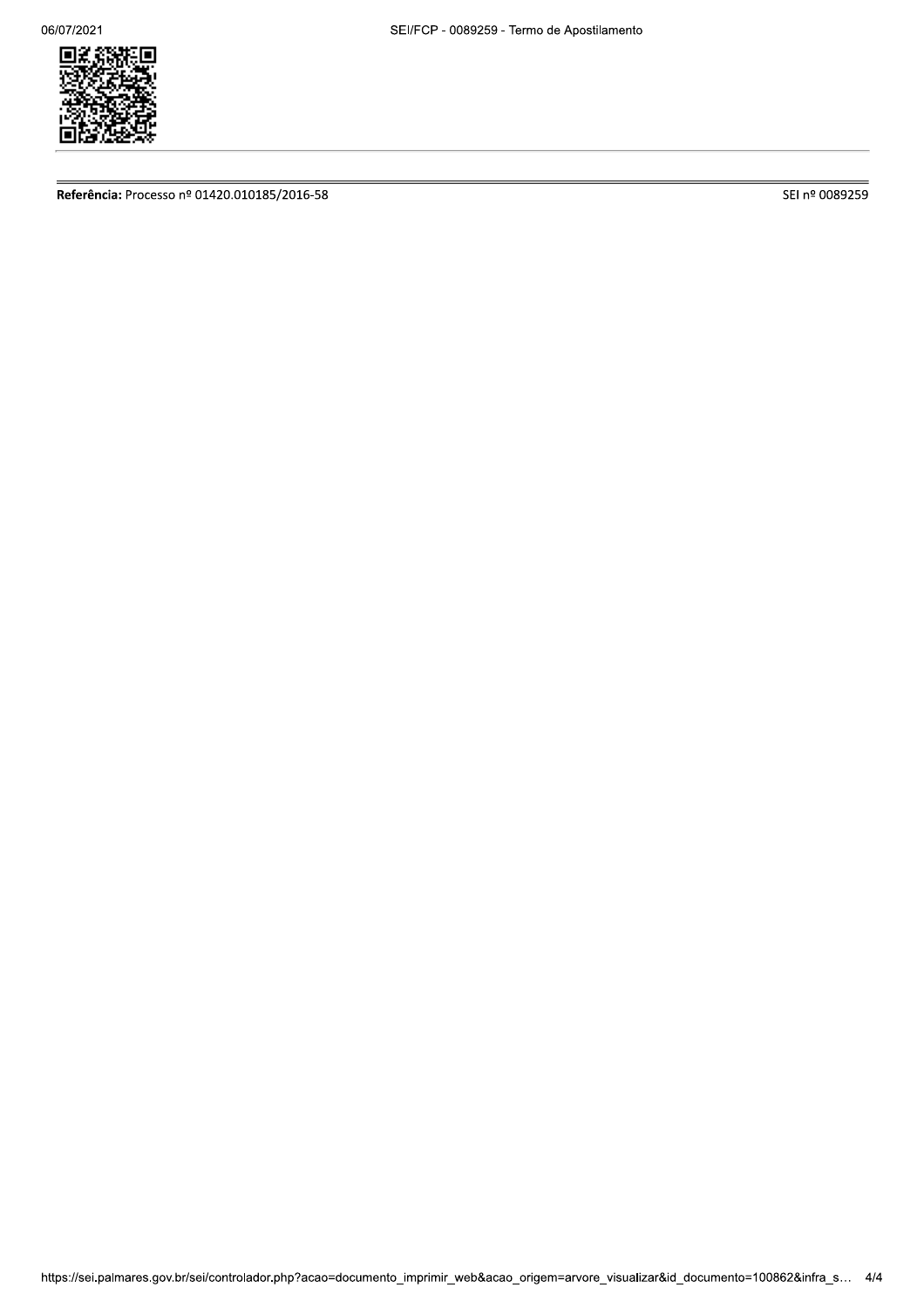**Referência:** Processo nº 01420.010185/2016-58 SEI nº 0089259